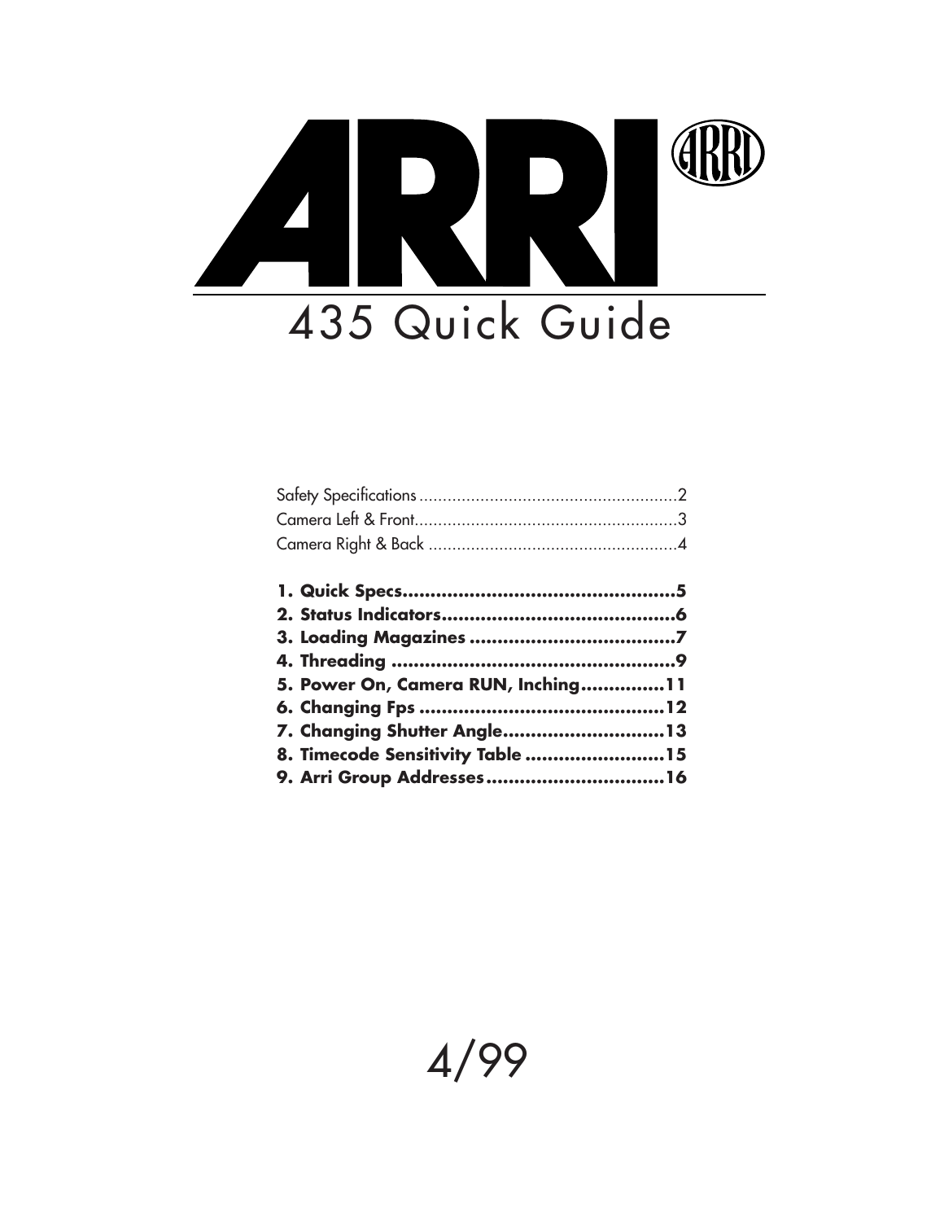# ARRI

## 435 Quick Guide

Safety Specifications ........................................................2
Camera Left & Front..........................................................3
Camera Right & Back ........................................................4

**1. Quick Specs..................................................5**
**2. Status Indicators...........................................6**
**3. Loading Magazines ......................................7**
**4. Threading ....................................................9**
**5. Power On, Camera RUN, Inching...............11**
**6. Changing Fps .............................................12**
**7. Changing Shutter Angle.............................13**
**8. Timecode Sensitivity Table ........................15**
**9. Arri Group Addresses................................16**

4/99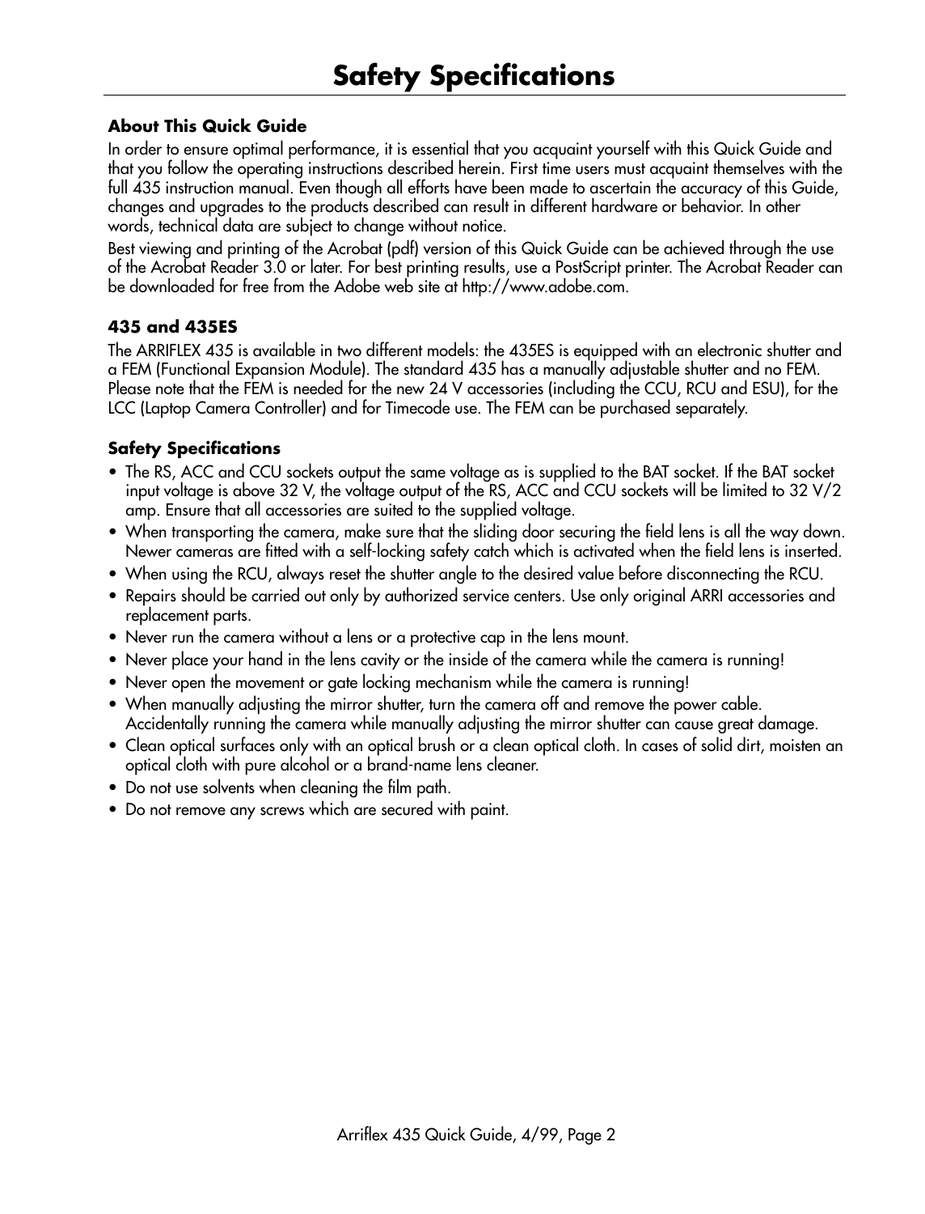# Safety Specifications

### About This Quick Guide

In order to ensure optimal performance, it is essential that you acquaint yourself with this Quick Guide and that you follow the operating instructions described herein. First time users must acquaint themselves with the full 435 instruction manual. Even though all efforts have been made to ascertain the accuracy of this Guide, changes and upgrades to the products described can result in different hardware or behavior. In other words, technical data are subject to change without notice.

Best viewing and printing of the Acrobat (pdf) version of this Quick Guide can be achieved through the use of the Acrobat Reader 3.0 or later. For best printing results, use a PostScript printer. The Acrobat Reader can be downloaded for free from the Adobe web site at http://www.adobe.com.

### 435 and 435ES

The ARRIFLEX 435 is available in two different models: the 435ES is equipped with an electronic shutter and a FEM (Functional Expansion Module). The standard 435 has a manually adjustable shutter and no FEM. Please note that the FEM is needed for the new 24 V accessories (including the CCU, RCU and ESU), for the LCC (Laptop Camera Controller) and for Timecode use. The FEM can be purchased separately.

### Safety Specifications

- The RS, ACC and CCU sockets output the same voltage as is supplied to the BAT socket. If the BAT socket input voltage is above 32 V, the voltage output of the RS, ACC and CCU sockets will be limited to 32 V/2 amp. Ensure that all accessories are suited to the supplied voltage.
- When transporting the camera, make sure that the sliding door securing the field lens is all the way down. Newer cameras are fitted with a self-locking safety catch which is activated when the field lens is inserted.
- When using the RCU, always reset the shutter angle to the desired value before disconnecting the RCU.
- Repairs should be carried out only by authorized service centers. Use only original ARRI accessories and replacement parts.
- Never run the camera without a lens or a protective cap in the lens mount.
- Never place your hand in the lens cavity or the inside of the camera while the camera is running!
- Never open the movement or gate locking mechanism while the camera is running!
- When manually adjusting the mirror shutter, turn the camera off and remove the power cable. Accidentally running the camera while manually adjusting the mirror shutter can cause great damage.
- Clean optical surfaces only with an optical brush or a clean optical cloth. In cases of solid dirt, moisten an optical cloth with pure alcohol or a brand-name lens cleaner.
- Do not use solvents when cleaning the film path.
- Do not remove any screws which are secured with paint.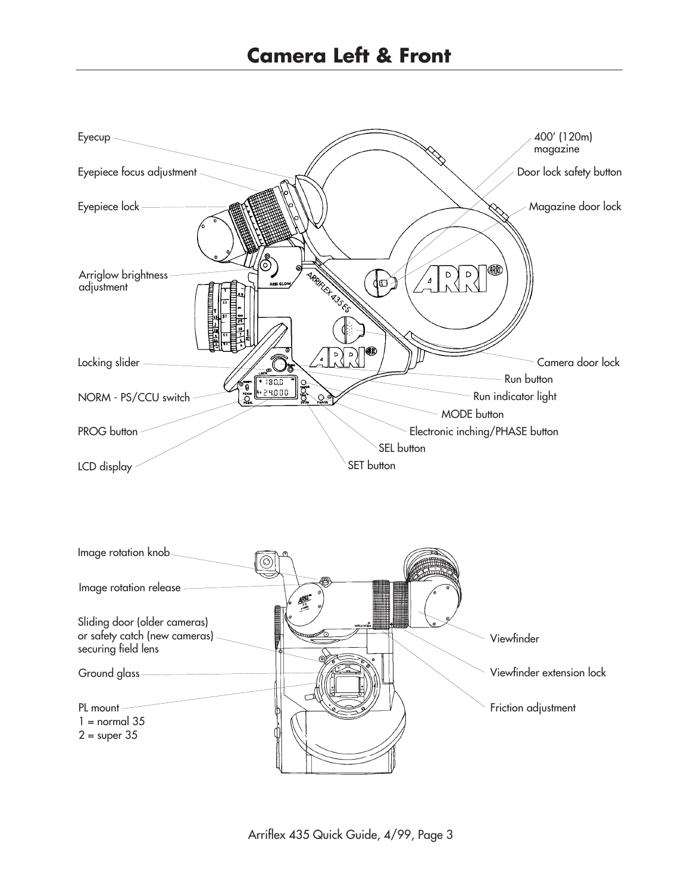# Camera Left & Front

Eyecup

Eyepiece focus adjustment

Eyepiece lock

Arriglow brightness adjustment

Locking slider

NORM - PS/CCU switch

PROG button

LCD display

400' (120m) magazine

Door lock safety button

Magazine door lock

Camera door lock

Run button

Run indicator light

MODE button

Electronic inching/PHASE button

SEL button

SET button

Image rotation knob

Image rotation release

Sliding door (older cameras) or safety catch (new cameras) securing field lens

Ground glass

PL mount
1 = normal 35
2 = super 35

Viewfinder

Viewfinder extension lock

Friction adjustment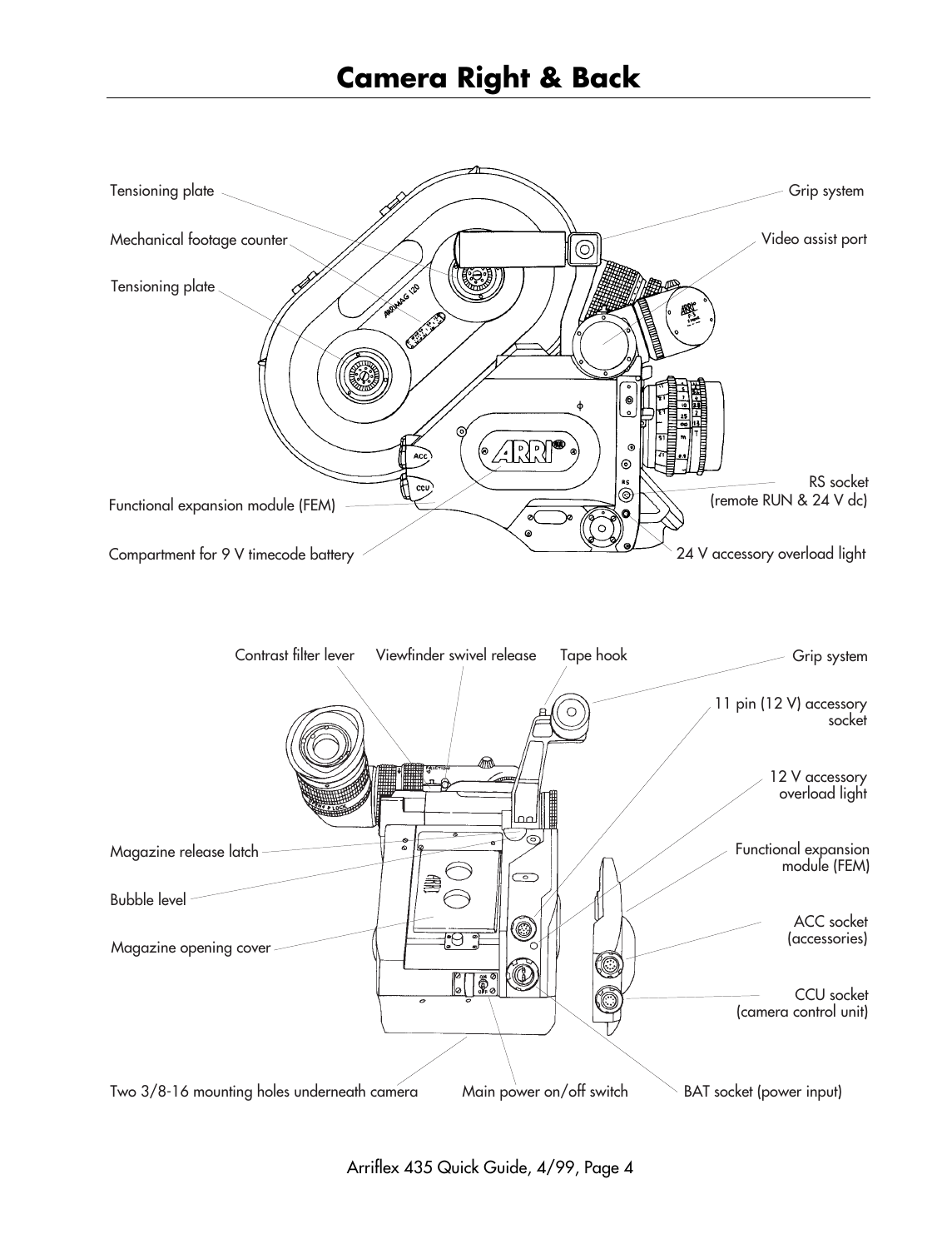# Camera Right & Back

Tensioning plate

Mechanical footage counter

Tensioning plate

Functional expansion module (FEM)

Compartment for 9 V timecode battery

Grip system

Video assist port

RS socket (remote RUN & 24 V dc)

24 V accessory overload light

Contrast filter lever

Viewfinder swivel release

Tape hook

Grip system

11 pin (12 V) accessory socket

12 V accessory overload light

Functional expansion module (FEM)

Magazine release latch

Bubble level

Magazine opening cover

ACC socket (accessories)

CCU socket (camera control unit)

Two 3/8-16 mounting holes underneath camera

Main power on/off switch

BAT socket (power input)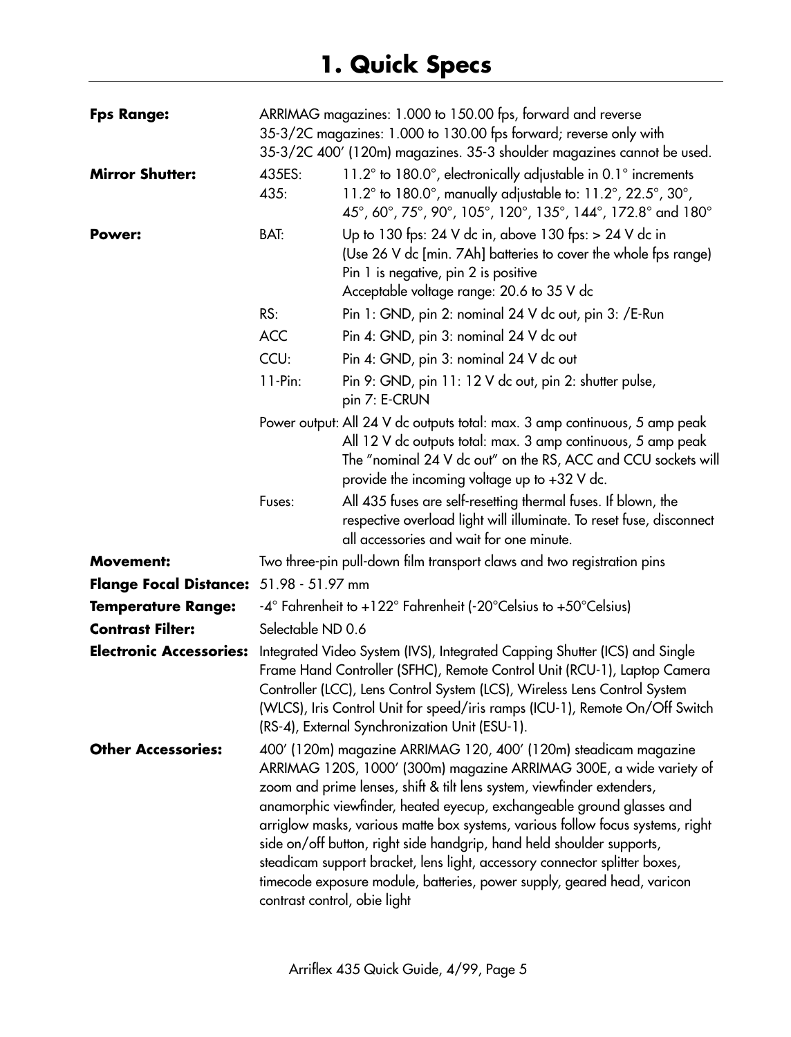# 1. Quick Specs

| | | |
|---|---|---|
| **Fps Range:** | ARRIMAG magazines: 1.000 to 150.00 fps, forward and reverse<br>35-3/2C magazines: 1.000 to 130.00 fps forward; reverse only with 35-3/2C 400' (120m) magazines. 35-3 shoulder magazines cannot be used. | |
| **Mirror Shutter:** | 435ES: | 11.2° to 180.0°, electronically adjustable in 0.1° increments |
| | 435: | 11.2° to 180.0°, manually adjustable to: 11.2°, 22.5°, 30°, 45°, 60°, 75°, 90°, 105°, 120°, 135°, 144°, 172.8° and 180° |
| **Power:** | BAT: | Up to 130 fps: 24 V dc in, above 130 fps: > 24 V dc in<br>(Use 26 V dc [min. 7Ah] batteries to cover the whole fps range)<br>Pin 1 is negative, pin 2 is positive<br>Acceptable voltage range: 20.6 to 35 V dc |
| | RS: | Pin 1: GND, pin 2: nominal 24 V dc out, pin 3: /E-Run |
| | ACC | Pin 4: GND, pin 3: nominal 24 V dc out |
| | CCU: | Pin 4: GND, pin 3: nominal 24 V dc out |
| | 11-Pin: | Pin 9: GND, pin 11: 12 V dc out, pin 2: shutter pulse, pin 7: E-CRUN |
| | Power output: | All 24 V dc outputs total: max. 3 amp continuous, 5 amp peak<br>All 12 V dc outputs total: max. 3 amp continuous, 5 amp peak<br>The "nominal 24 V dc out" on the RS, ACC and CCU sockets will provide the incoming voltage up to +32 V dc. |
| | Fuses: | All 435 fuses are self-resetting thermal fuses. If blown, the respective overload light will illuminate. To reset fuse, disconnect all accessories and wait for one minute. |
| **Movement:** | Two three-pin pull-down film transport claws and two registration pins | |
| **Flange Focal Distance:** | 51.98 - 51.97 mm | |
| **Temperature Range:** | -4° Fahrenheit to +122° Fahrenheit (-20°Celsius to +50°Celsius) | |
| **Contrast Filter:** | Selectable ND 0.6 | |
| **Electronic Accessories:** | Integrated Video System (IVS), Integrated Capping Shutter (ICS) and Single Frame Hand Controller (SFHC), Remote Control Unit (RCU-1), Laptop Camera Controller (LCC), Lens Control System (LCS), Wireless Lens Control System (WLCS), Iris Control Unit for speed/iris ramps (ICU-1), Remote On/Off Switch (RS-4), External Synchronization Unit (ESU-1). | |
| **Other Accessories:** | 400' (120m) magazine ARRIMAG 120, 400' (120m) steadicam magazine ARRIMAG 120S, 1000' (300m) magazine ARRIMAG 300E, a wide variety of zoom and prime lenses, shift & tilt lens system, viewfinder extenders, anamorphic viewfinder, heated eyecup, exchangeable ground glasses and arriglow masks, various matte box systems, various follow focus systems, right side on/off button, right side handgrip, hand held shoulder supports, steadicam support bracket, lens light, accessory connector splitter boxes, timecode exposure module, batteries, power supply, geared head, varicon contrast control, obie light | |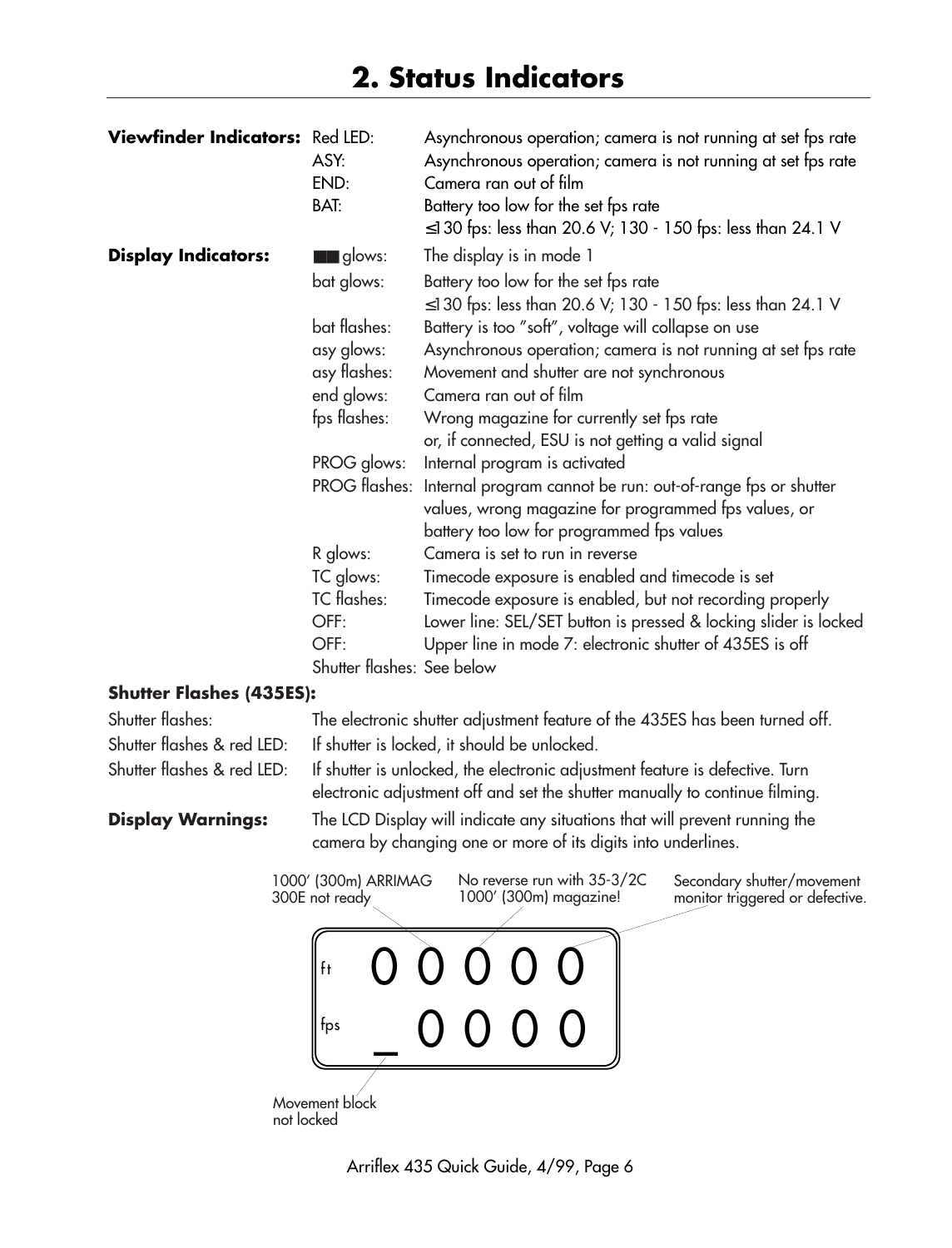# 2. Status Indicators

| | | |
|---|---|---|
| **Viewfinder Indicators:** | Red LED: | Asynchronous operation; camera is not running at set fps rate |
| | ASY: | Asynchronous operation; camera is not running at set fps rate |
| | END: | Camera ran out of film |
| | BAT: | Battery too low for the set fps rate<br>≤130 fps: less than 20.6 V; 130 - 150 fps: less than 24.1 V |
| **Display Indicators:** | ■■ glows: | The display is in mode 1 |
| | bat glows: | Battery too low for the set fps rate<br>≤130 fps: less than 20.6 V; 130 - 150 fps: less than 24.1 V |
| | bat flashes: | Battery is too "soft", voltage will collapse on use |
| | asy glows: | Asynchronous operation; camera is not running at set fps rate |
| | asy flashes: | Movement and shutter are not synchronous |
| | end glows: | Camera ran out of film |
| | fps flashes: | Wrong magazine for currently set fps rate<br>or, if connected, ESU is not getting a valid signal |
| | PROG glows: | Internal program is activated |
| | PROG flashes: | Internal program cannot be run: out-of-range fps or shutter values, wrong magazine for programmed fps values, or battery too low for programmed fps values |
| | R glows: | Camera is set to run in reverse |
| | TC glows: | Timecode exposure is enabled and timecode is set |
| | TC flashes: | Timecode exposure is enabled, but not recording properly |
| | OFF: | Lower line: SEL/SET button is pressed & locking slider is locked |
| | OFF: | Upper line in mode 7: electronic shutter of 435ES is off |
| | Shutter flashes: | See below |

**Shutter Flashes (435ES):**

| | |
|---|---|
| Shutter flashes: | The electronic shutter adjustment feature of the 435ES has been turned off. |
| Shutter flashes & red LED: | If shutter is locked, it should be unlocked. |
| Shutter flashes & red LED: | If shutter is unlocked, the electronic adjustment feature is defective. Turn electronic adjustment off and set the shutter manually to continue filming. |

**Display Warnings:** The LCD Display will indicate any situations that will prevent running the camera by changing one or more of its digits into underlines.

```
1000' (300m) ARRIMAG      No reverse run with 35-3/2C     Secondary shutter/movement
300E not ready            1000' (300m) magazine!          monitor triggered or defective.

   ft    0 0 0 0 0

   fps   _ 0 0 0 0

Movement block
not locked
```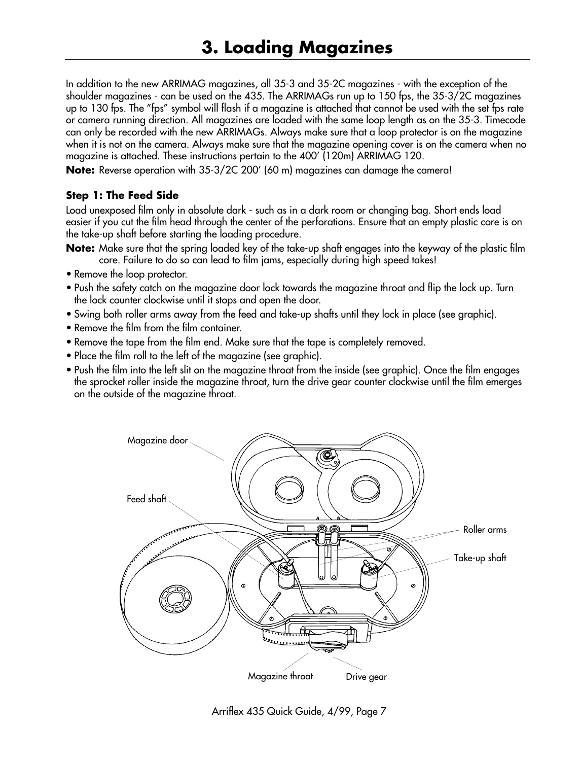# 3. Loading Magazines

In addition to the new ARRIMAG magazines, all 35-3 and 35-2C magazines - with the exception of the shoulder magazines - can be used on the 435. The ARRIMAGs run up to 150 fps, the 35-3/2C magazines up to 130 fps. The "fps" symbol will flash if a magazine is attached that cannot be used with the set fps rate or camera running direction. All magazines are loaded with the same loop length as on the 35-3. Timecode can only be recorded with the new ARRIMAGs. Always make sure that a loop protector is on the magazine when it is not on the camera. Always make sure that the magazine opening cover is on the camera when no magazine is attached. These instructions pertain to the 400' (120m) ARRIMAG 120.

**Note:** Reverse operation with 35-3/2C 200' (60 m) magazines can damage the camera!

### Step 1: The Feed Side

Load unexposed film only in absolute dark - such as in a dark room or changing bag. Short ends load easier if you cut the film head through the center of the perforations. Ensure that an empty plastic core is on the take-up shaft before starting the loading procedure.

**Note:** Make sure that the spring loaded key of the take-up shaft engages into the keyway of the plastic film core. Failure to do so can lead to film jams, especially during high speed takes!

- Remove the loop protector.
- Push the safety catch on the magazine door lock towards the magazine throat and flip the lock up. Turn the lock counter clockwise until it stops and open the door.
- Swing both roller arms away from the feed and take-up shafts until they lock in place (see graphic).
- Remove the film from the film container.
- Remove the tape from the film end. Make sure that the tape is completely removed.
- Place the film roll to the left of the magazine (see graphic).
- Push the film into the left slit on the magazine throat from the inside (see graphic). Once the film engages the sprocket roller inside the magazine throat, turn the drive gear counter clockwise until the film emerges on the outside of the magazine throat.

Magazine door

Feed shaft

Roller arms

Take-up shaft

Magazine throat

Drive gear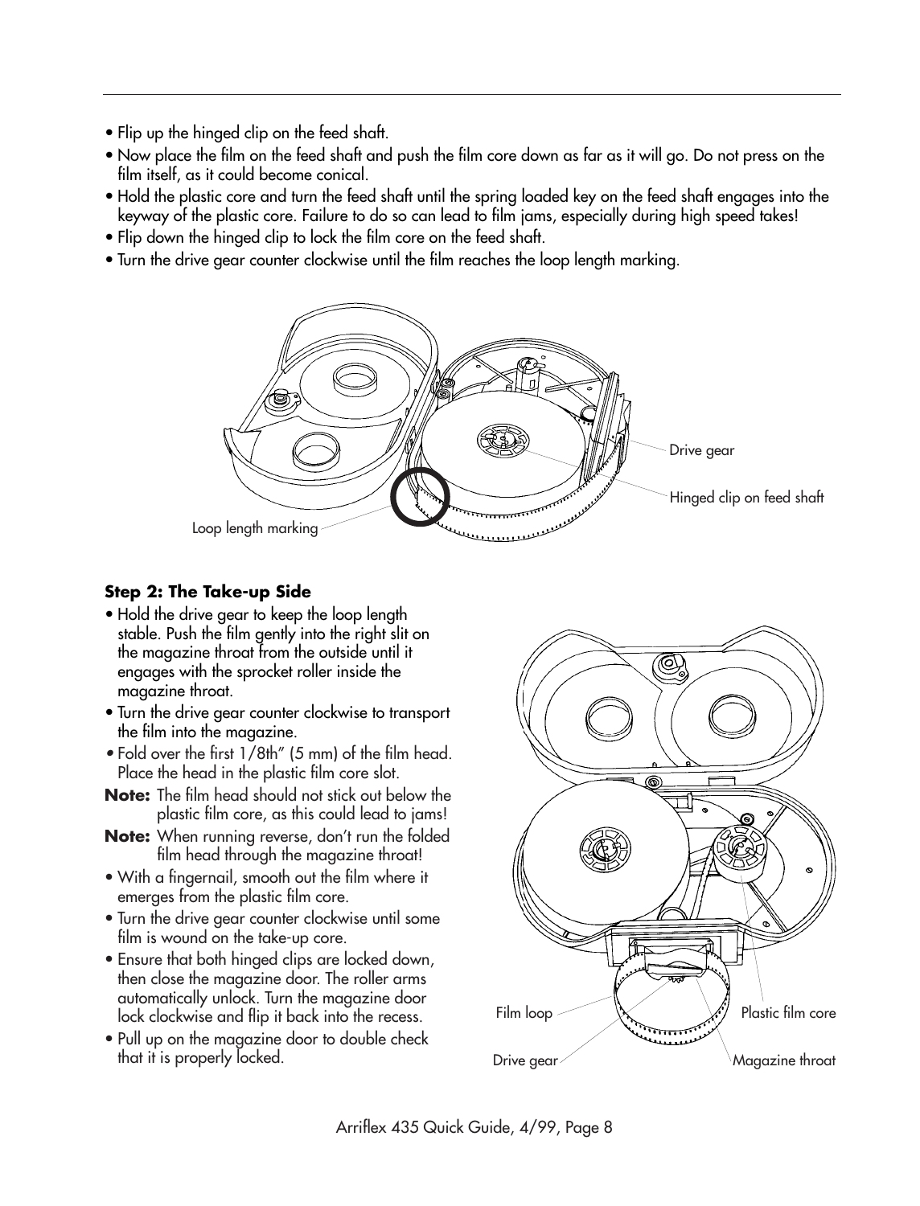- Flip up the hinged clip on the feed shaft.
- Now place the film on the feed shaft and push the film core down as far as it will go. Do not press on the film itself, as it could become conical.
- Hold the plastic core and turn the feed shaft until the spring loaded key on the feed shaft engages into the keyway of the plastic core. Failure to do so can lead to film jams, especially during high speed takes!
- Flip down the hinged clip to lock the film core on the feed shaft.
- Turn the drive gear counter clockwise until the film reaches the loop length marking.

Drive gear

Hinged clip on feed shaft

Loop length marking

**Step 2: The Take-up Side**

- Hold the drive gear to keep the loop length stable. Push the film gently into the right slit on the magazine throat from the outside until it engages with the sprocket roller inside the magazine throat.
- Turn the drive gear counter clockwise to transport the film into the magazine.
- Fold over the first 1/8th" (5 mm) of the film head. Place the head in the plastic film core slot.

**Note:** The film head should not stick out below the plastic film core, as this could lead to jams!

**Note:** When running reverse, don't run the folded film head through the magazine throat!

- With a fingernail, smooth out the film where it emerges from the plastic film core.
- Turn the drive gear counter clockwise until some film is wound on the take-up core.
- Ensure that both hinged clips are locked down, then close the magazine door. The roller arms automatically unlock. Turn the magazine door lock clockwise and flip it back into the recess.
- Pull up on the magazine door to double check that it is properly locked.

Film loop

Plastic film core

Drive gear

Magazine throat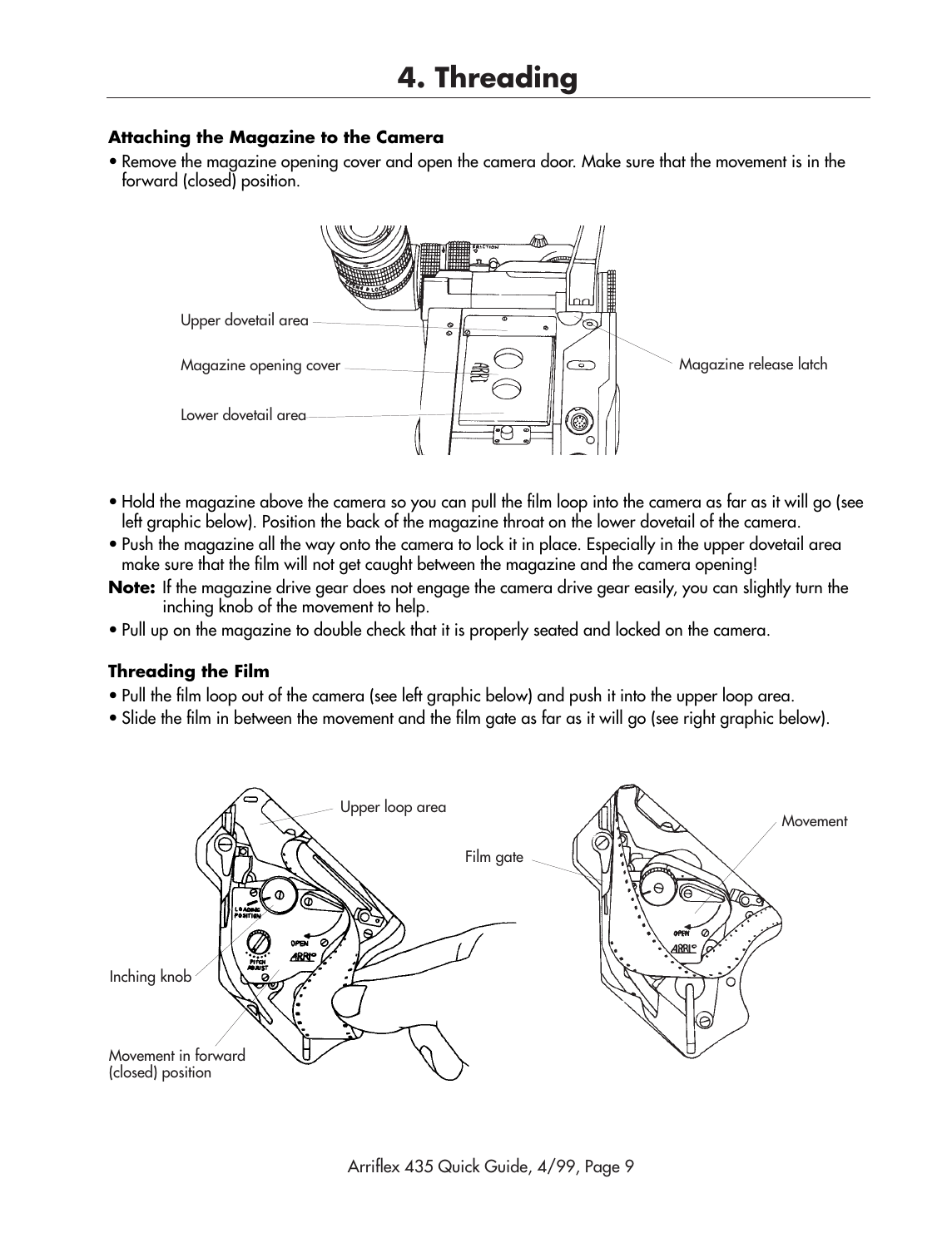# 4. Threading

**Attaching the Magazine to the Camera**

- Remove the magazine opening cover and open the camera door. Make sure that the movement is in the forward (closed) position.

- Hold the magazine above the camera so you can pull the film loop into the camera as far as it will go (see left graphic below). Position the back of the magazine throat on the lower dovetail of the camera.
- Push the magazine all the way onto the camera to lock it in place. Especially in the upper dovetail area make sure that the film will not get caught between the magazine and the camera opening!

**Note:** If the magazine drive gear does not engage the camera drive gear easily, you can slightly turn the inching knob of the movement to help.

- Pull up on the magazine to double check that it is properly seated and locked on the camera.

**Threading the Film**

- Pull the film loop out of the camera (see left graphic below) and push it into the upper loop area.
- Slide the film in between the movement and the film gate as far as it will go (see right graphic below).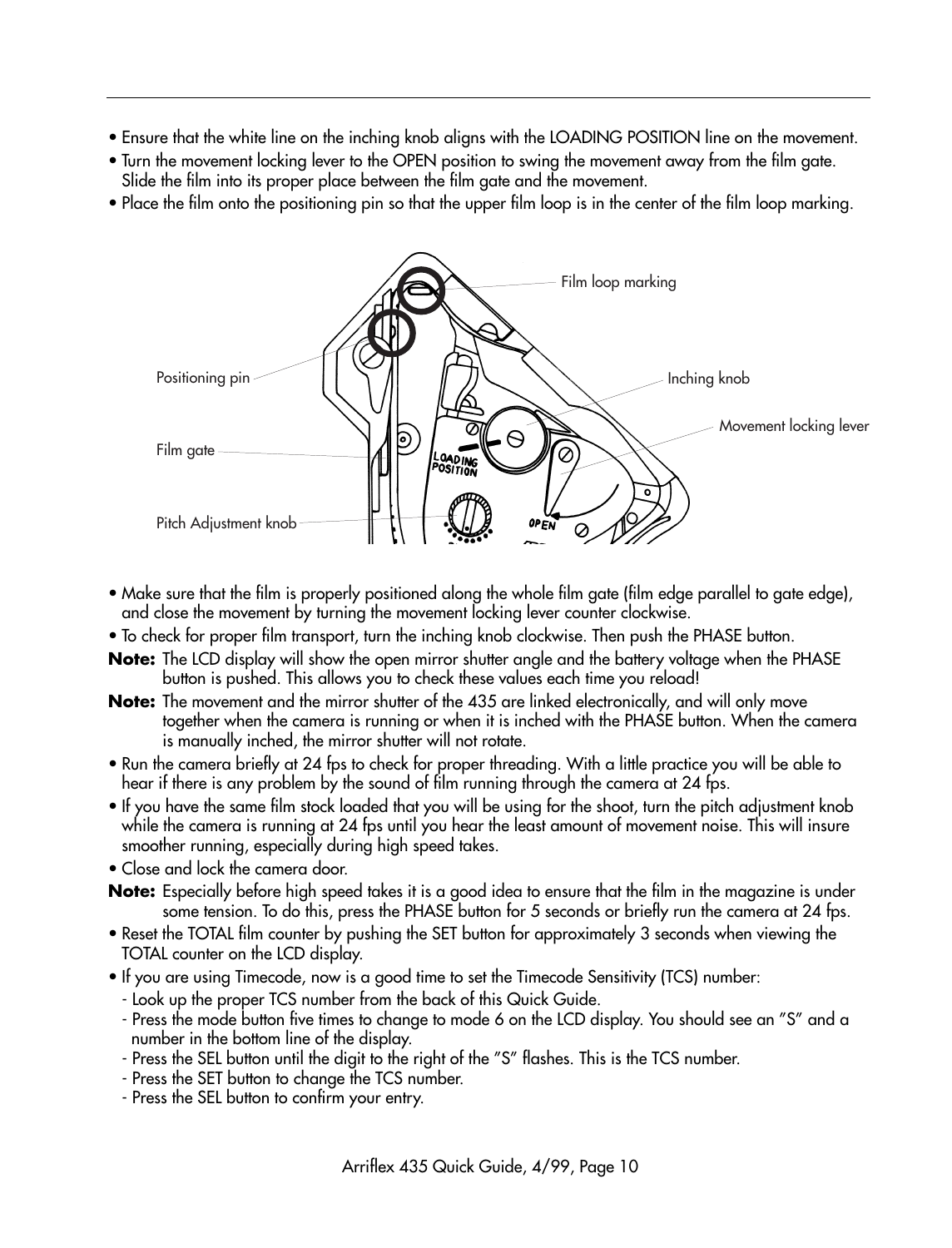- Ensure that the white line on the inching knob aligns with the LOADING POSITION line on the movement.
- Turn the movement locking lever to the OPEN position to swing the movement away from the film gate. Slide the film into its proper place between the film gate and the movement.
- Place the film onto the positioning pin so that the upper film loop is in the center of the film loop marking.

Film loop marking

Positioning pin

Inching knob

Movement locking lever

Film gate

Pitch Adjustment knob

- Make sure that the film is properly positioned along the whole film gate (film edge parallel to gate edge), and close the movement by turning the movement locking lever counter clockwise.
- To check for proper film transport, turn the inching knob clockwise. Then push the PHASE button.

**Note:** The LCD display will show the open mirror shutter angle and the battery voltage when the PHASE button is pushed. This allows you to check these values each time you reload!

**Note:** The movement and the mirror shutter of the 435 are linked electronically, and will only move together when the camera is running or when it is inched with the PHASE button. When the camera is manually inched, the mirror shutter will not rotate.

- Run the camera briefly at 24 fps to check for proper threading. With a little practice you will be able to hear if there is any problem by the sound of film running through the camera at 24 fps.
- If you have the same film stock loaded that you will be using for the shoot, turn the pitch adjustment knob while the camera is running at 24 fps until you hear the least amount of movement noise. This will insure smoother running, especially during high speed takes.
- Close and lock the camera door.

**Note:** Especially before high speed takes it is a good idea to ensure that the film in the magazine is under some tension. To do this, press the PHASE button for 5 seconds or briefly run the camera at 24 fps.

- Reset the TOTAL film counter by pushing the SET button for approximately 3 seconds when viewing the TOTAL counter on the LCD display.
- If you are using Timecode, now is a good time to set the Timecode Sensitivity (TCS) number:
  - Look up the proper TCS number from the back of this Quick Guide.
  - Press the mode button five times to change to mode 6 on the LCD display. You should see an "S" and a number in the bottom line of the display.
  - Press the SEL button until the digit to the right of the "S" flashes. This is the TCS number.
  - Press the SET button to change the TCS number.
  - Press the SEL button to confirm your entry.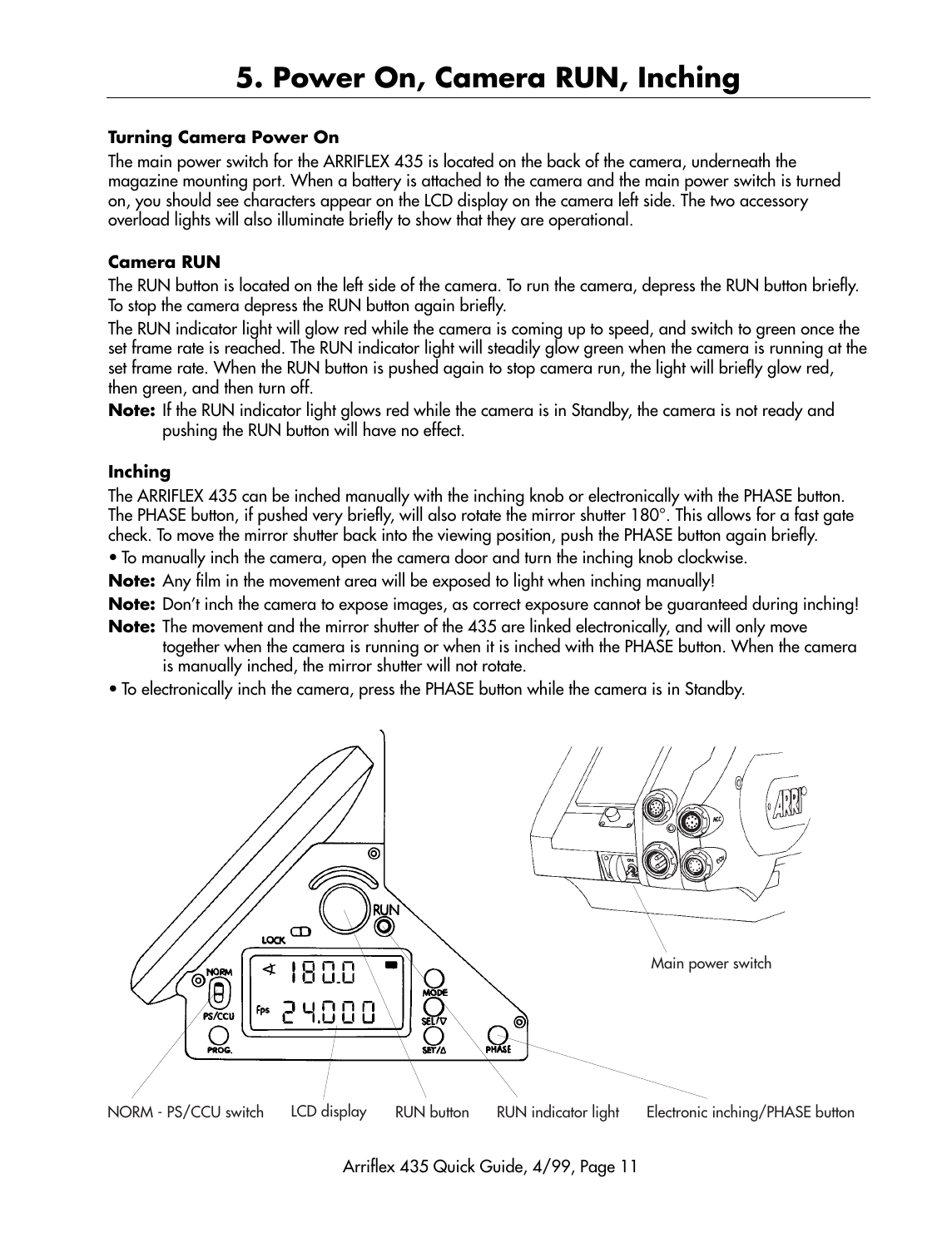# 5. Power On, Camera RUN, Inching

**Turning Camera Power On**

The main power switch for the ARRIFLEX 435 is located on the back of the camera, underneath the magazine mounting port. When a battery is attached to the camera and the main power switch is turned on, you should see characters appear on the LCD display on the camera left side. The two accessory overload lights will also illuminate briefly to show that they are operational.

**Camera RUN**

The RUN button is located on the left side of the camera. To run the camera, depress the RUN button briefly. To stop the camera depress the RUN button again briefly.

The RUN indicator light will glow red while the camera is coming up to speed, and switch to green once the set frame rate is reached. The RUN indicator light will steadily glow green when the camera is running at the set frame rate. When the RUN button is pushed again to stop camera run, the light will briefly glow red, then green, and then turn off.

**Note:** If the RUN indicator light glows red while the camera is in Standby, the camera is not ready and pushing the RUN button will have no effect.

**Inching**

The ARRIFLEX 435 can be inched manually with the inching knob or electronically with the PHASE button. The PHASE button, if pushed very briefly, will also rotate the mirror shutter 180°. This allows for a fast gate check. To move the mirror shutter back into the viewing position, push the PHASE button again briefly.

- To manually inch the camera, open the camera door and turn the inching knob clockwise.

**Note:** Any film in the movement area will be exposed to light when inching manually!

**Note:** Don't inch the camera to expose images, as correct exposure cannot be guaranteed during inching!

**Note:** The movement and the mirror shutter of the 435 are linked electronically, and will only move together when the camera is running or when it is inched with the PHASE button. When the camera is manually inched, the mirror shutter will not rotate.

- To electronically inch the camera, press the PHASE button while the camera is in Standby.

Main power switch

NORM - PS/CCU switch | LCD display | RUN button | RUN indicator light | Electronic inching/PHASE button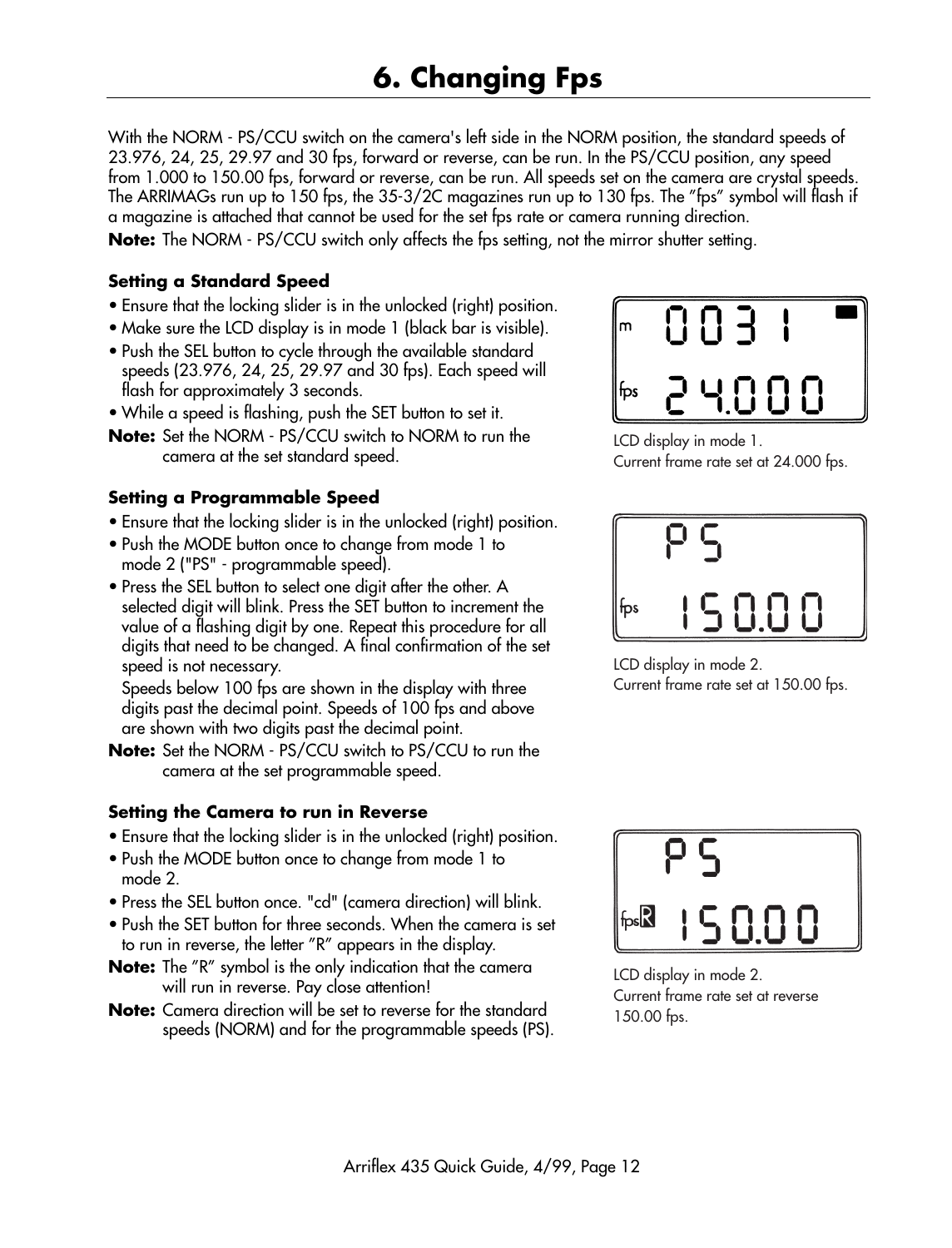# 6. Changing Fps

With the NORM - PS/CCU switch on the camera's left side in the NORM position, the standard speeds of 23.976, 24, 25, 29.97 and 30 fps, forward or reverse, can be run. In the PS/CCU position, any speed from 1.000 to 150.00 fps, forward or reverse, can be run. All speeds set on the camera are crystal speeds. The ARRIMAGs run up to 150 fps, the 35-3/2C magazines run up to 130 fps. The "fps" symbol will flash if a magazine is attached that cannot be used for the set fps rate or camera running direction.

**Note:** The NORM - PS/CCU switch only affects the fps setting, not the mirror shutter setting.

### Setting a Standard Speed

- Ensure that the locking slider is in the unlocked (right) position.
- Make sure the LCD display is in mode 1 (black bar is visible).
- Push the SEL button to cycle through the available standard speeds (23.976, 24, 25, 29.97 and 30 fps). Each speed will flash for approximately 3 seconds.
- While a speed is flashing, push the SET button to set it.

**Note:** Set the NORM - PS/CCU switch to NORM to run the camera at the set standard speed.

LCD display in mode 1.
Current frame rate set at 24.000 fps.

### Setting a Programmable Speed

- Ensure that the locking slider is in the unlocked (right) position.
- Push the MODE button once to change from mode 1 to mode 2 ("PS" - programmable speed).
- Press the SEL button to select one digit after the other. A selected digit will blink. Press the SET button to increment the value of a flashing digit by one. Repeat this procedure for all digits that need to be changed. A final confirmation of the set speed is not necessary.

  Speeds below 100 fps are shown in the display with three digits past the decimal point. Speeds of 100 fps and above are shown with two digits past the decimal point.

**Note:** Set the NORM - PS/CCU switch to PS/CCU to run the camera at the set programmable speed.

LCD display in mode 2.
Current frame rate set at 150.00 fps.

### Setting the Camera to run in Reverse

- Ensure that the locking slider is in the unlocked (right) position.
- Push the MODE button once to change from mode 1 to mode 2.
- Press the SEL button once. "cd" (camera direction) will blink.
- Push the SET button for three seconds. When the camera is set to run in reverse, the letter "R" appears in the display.

**Note:** The "R" symbol is the only indication that the camera will run in reverse. Pay close attention!

**Note:** Camera direction will be set to reverse for the standard speeds (NORM) and for the programmable speeds (PS).

LCD display in mode 2.
Current frame rate set at reverse 150.00 fps.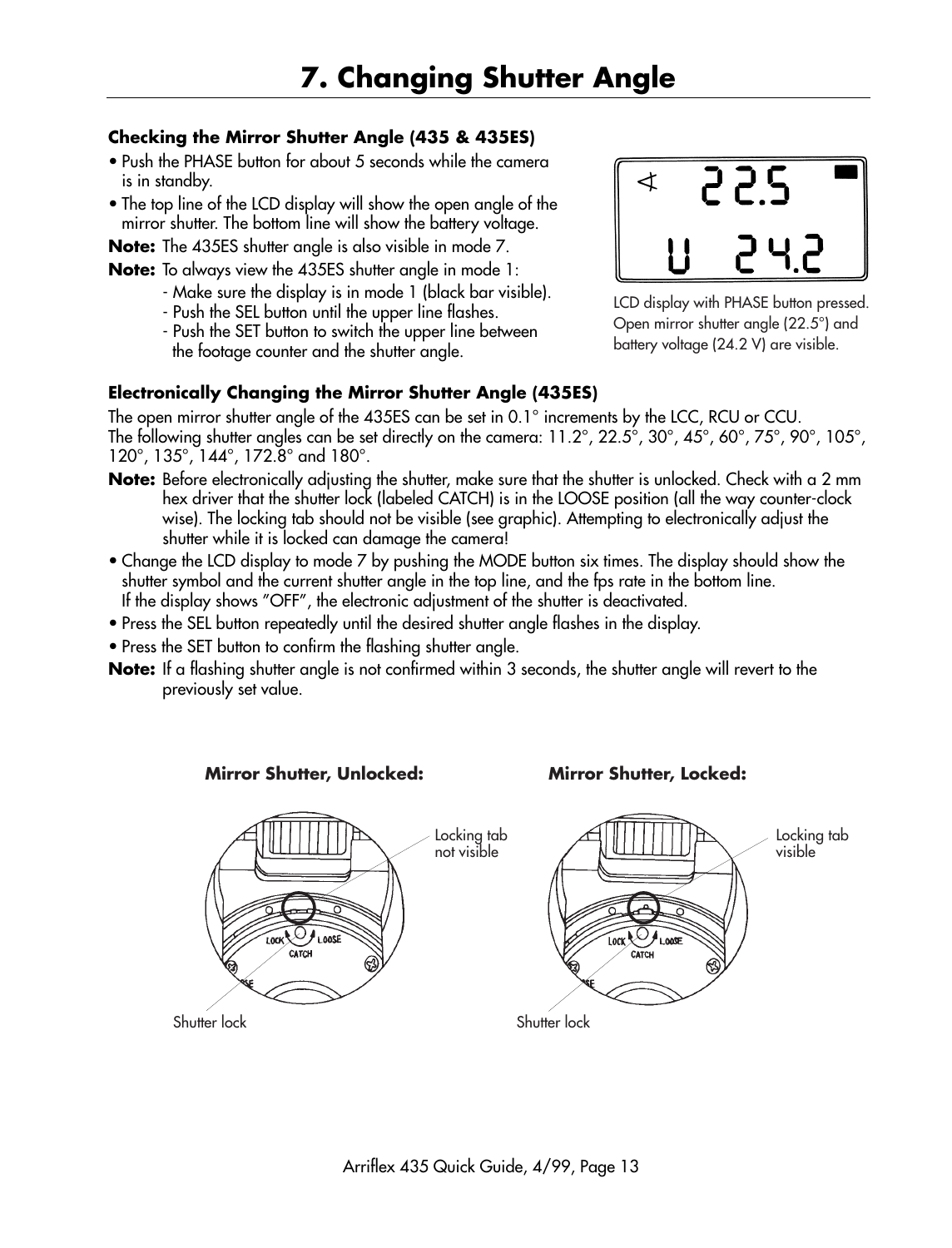# 7. Changing Shutter Angle

**Checking the Mirror Shutter Angle (435 & 435ES)**

- Push the PHASE button for about 5 seconds while the camera is in standby.
- The top line of the LCD display will show the open angle of the mirror shutter. The bottom line will show the battery voltage.

**Note:** The 435ES shutter angle is also visible in mode 7.

**Note:** To always view the 435ES shutter angle in mode 1:
- Make sure the display is in mode 1 (black bar visible).
- Push the SEL button until the upper line flashes.
- Push the SET button to switch the upper line between the footage counter and the shutter angle.

LCD display with PHASE button pressed. Open mirror shutter angle (22.5°) and battery voltage (24.2 V) are visible.

**Electronically Changing the Mirror Shutter Angle (435ES)**

The open mirror shutter angle of the 435ES can be set in 0.1° increments by the LCC, RCU or CCU.
The following shutter angles can be set directly on the camera: 11.2°, 22.5°, 30°, 45°, 60°, 75°, 90°, 105°, 120°, 135°, 144°, 172.8° and 180°.

**Note:** Before electronically adjusting the shutter, make sure that the shutter is unlocked. Check with a 2 mm hex driver that the shutter lock (labeled CATCH) is in the LOOSE position (all the way counter-clock wise). The locking tab should not be visible (see graphic). Attempting to electronically adjust the shutter while it is locked can damage the camera!

- Change the LCD display to mode 7 by pushing the MODE button six times. The display should show the shutter symbol and the current shutter angle in the top line, and the fps rate in the bottom line. If the display shows "OFF", the electronic adjustment of the shutter is deactivated.
- Press the SEL button repeatedly until the desired shutter angle flashes in the display.
- Press the SET button to confirm the flashing shutter angle.

**Note:** If a flashing shutter angle is not confirmed within 3 seconds, the shutter angle will revert to the previously set value.

**Mirror Shutter, Unlocked:** Locking tab not visible; Shutter lock

**Mirror Shutter, Locked:** Locking tab visible; Shutter lock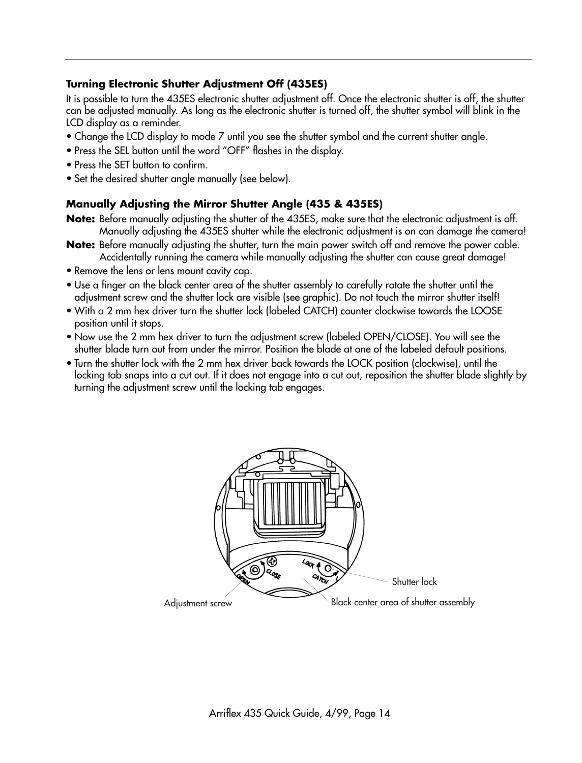### Turning Electronic Shutter Adjustment Off (435ES)

It is possible to turn the 435ES electronic shutter adjustment off. Once the electronic shutter is off, the shutter can be adjusted manually. As long as the electronic shutter is turned off, the shutter symbol will blink in the LCD display as a reminder.

- Change the LCD display to mode 7 until you see the shutter symbol and the current shutter angle.
- Press the SEL button until the word "OFF" flashes in the display.
- Press the SET button to confirm.
- Set the desired shutter angle manually (see below).

### Manually Adjusting the Mirror Shutter Angle (435 & 435ES)

**Note:** Before manually adjusting the shutter of the 435ES, make sure that the electronic adjustment is off. Manually adjusting the 435ES shutter while the electronic adjustment is on can damage the camera!

**Note:** Before manually adjusting the shutter, turn the main power switch off and remove the power cable. Accidentally running the camera while manually adjusting the shutter can cause great damage!

- Remove the lens or lens mount cavity cap.
- Use a finger on the black center area of the shutter assembly to carefully rotate the shutter until the adjustment screw and the shutter lock are visible (see graphic). Do not touch the mirror shutter itself!
- With a 2 mm hex driver turn the shutter lock (labeled CATCH) counter clockwise towards the LOOSE position until it stops.
- Now use the 2 mm hex driver to turn the adjustment screw (labeled OPEN/CLOSE). You will see the shutter blade turn out from under the mirror. Position the blade at one of the labeled default positions.
- Turn the shutter lock with the 2 mm hex driver back towards the LOCK position (clockwise), until the locking tab snaps into a cut out. If it does not engage into a cut out, reposition the shutter blade slightly by turning the adjustment screw until the locking tab engages.

Shutter lock

Adjustment screw

Black center area of shutter assembly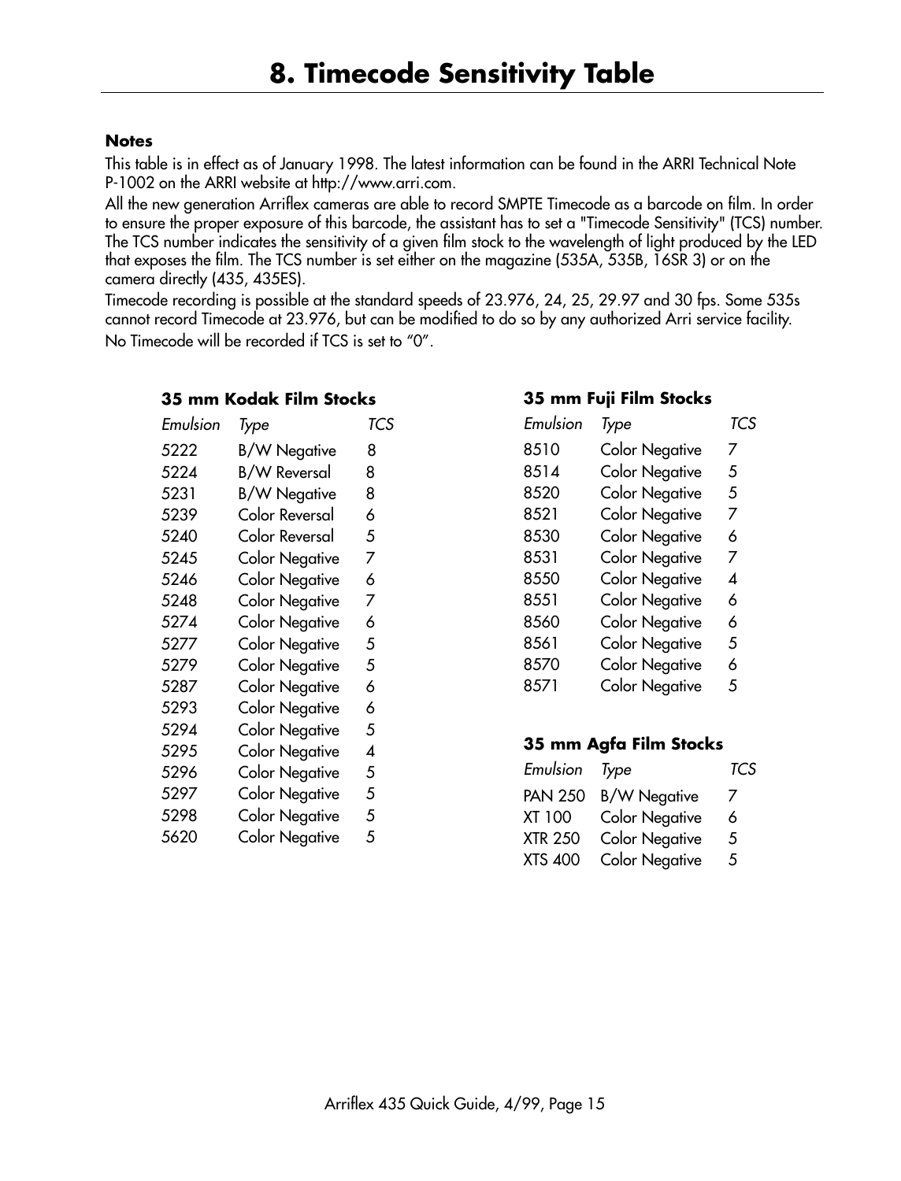# 8. Timecode Sensitivity Table

**Notes**

This table is in effect as of January 1998. The latest information can be found in the ARRI Technical Note P-1002 on the ARRI website at http://www.arri.com.

All the new generation Arriflex cameras are able to record SMPTE Timecode as a barcode on film. In order to ensure the proper exposure of this barcode, the assistant has to set a "Timecode Sensitivity" (TCS) number. The TCS number indicates the sensitivity of a given film stock to the wavelength of light produced by the LED that exposes the film. The TCS number is set either on the magazine (535A, 535B, 16SR 3) or on the camera directly (435, 435ES).

Timecode recording is possible at the standard speeds of 23.976, 24, 25, 29.97 and 30 fps. Some 535s cannot record Timecode at 23.976, but can be modified to do so by any authorized Arri service facility.

No Timecode will be recorded if TCS is set to “0”.

### 35 mm Kodak Film Stocks

| *Emulsion* | *Type* | *TCS* |
|---|---|---|
| 5222 | B/W Negative | 8 |
| 5224 | B/W Reversal | 8 |
| 5231 | B/W Negative | 8 |
| 5239 | Color Reversal | 6 |
| 5240 | Color Reversal | 5 |
| 5245 | Color Negative | 7 |
| 5246 | Color Negative | 6 |
| 5248 | Color Negative | 7 |
| 5274 | Color Negative | 6 |
| 5277 | Color Negative | 5 |
| 5279 | Color Negative | 5 |
| 5287 | Color Negative | 6 |
| 5293 | Color Negative | 6 |
| 5294 | Color Negative | 5 |
| 5295 | Color Negative | 4 |
| 5296 | Color Negative | 5 |
| 5297 | Color Negative | 5 |
| 5298 | Color Negative | 5 |
| 5620 | Color Negative | 5 |

### 35 mm Fuji Film Stocks

| *Emulsion* | *Type* | *TCS* |
|---|---|---|
| 8510 | Color Negative | 7 |
| 8514 | Color Negative | 5 |
| 8520 | Color Negative | 5 |
| 8521 | Color Negative | 7 |
| 8530 | Color Negative | 6 |
| 8531 | Color Negative | 7 |
| 8550 | Color Negative | 4 |
| 8551 | Color Negative | 6 |
| 8560 | Color Negative | 6 |
| 8561 | Color Negative | 5 |
| 8570 | Color Negative | 6 |
| 8571 | Color Negative | 5 |

### 35 mm Agfa Film Stocks

| *Emulsion* | *Type* | *TCS* |
|---|---|---|
| PAN 250 | B/W Negative | 7 |
| XT 100 | Color Negative | 6 |
| XTR 250 | Color Negative | 5 |
| XTS 400 | Color Negative | 5 |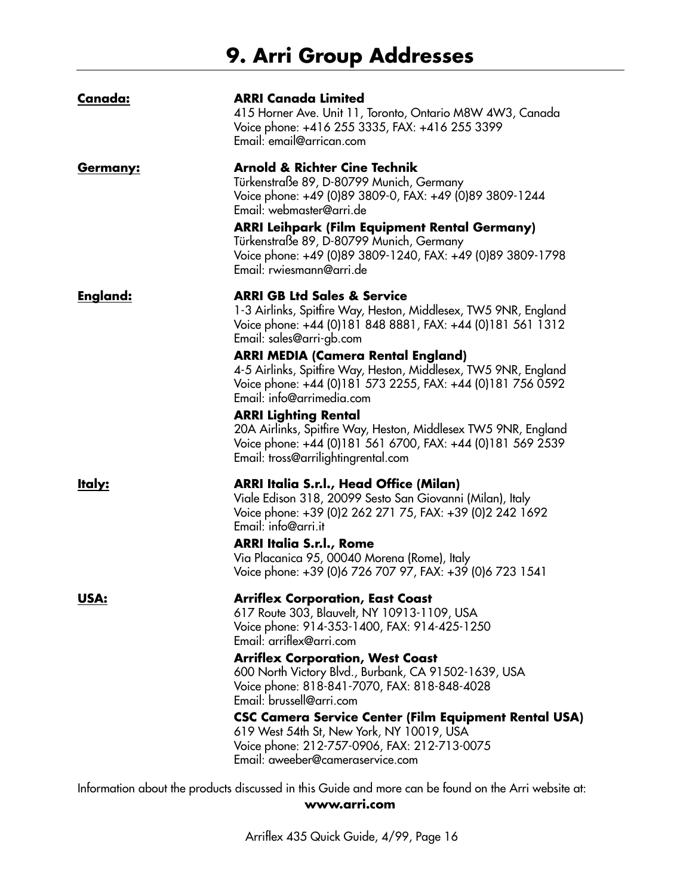# 9. Arri Group Addresses

**Canada:**

**ARRI Canada Limited**
415 Horner Ave. Unit 11, Toronto, Ontario M8W 4W3, Canada
Voice phone: +416 255 3335, FAX: +416 255 3399
Email: email@arrican.com

**Germany:**

**Arnold & Richter Cine Technik**
Türkenstraße 89, D-80799 Munich, Germany
Voice phone: +49 (0)89 3809-0, FAX: +49 (0)89 3809-1244
Email: webmaster@arri.de

**ARRI Leihpark (Film Equipment Rental Germany)**
Türkenstraße 89, D-80799 Munich, Germany
Voice phone: +49 (0)89 3809-1240, FAX: +49 (0)89 3809-1798
Email: rwiesmann@arri.de

**England:**

**ARRI GB Ltd Sales & Service**
1-3 Airlinks, Spitfire Way, Heston, Middlesex, TW5 9NR, England
Voice phone: +44 (0)181 848 8881, FAX: +44 (0)181 561 1312
Email: sales@arri-gb.com

**ARRI MEDIA (Camera Rental England)**
4-5 Airlinks, Spitfire Way, Heston, Middlesex, TW5 9NR, England
Voice phone: +44 (0)181 573 2255, FAX: +44 (0)181 756 0592
Email: info@arrimedia.com

**ARRI Lighting Rental**
20A Airlinks, Spitfire Way, Heston, Middlesex TW5 9NR, England
Voice phone: +44 (0)181 561 6700, FAX: +44 (0)181 569 2539
Email: tross@arrilightingrental.com

**Italy:**

**ARRI Italia S.r.l., Head Office (Milan)**
Viale Edison 318, 20099 Sesto San Giovanni (Milan), Italy
Voice phone: +39 (0)2 262 271 75, FAX: +39 (0)2 242 1692
Email: info@arri.it

**ARRI Italia S.r.l., Rome**
Via Placanica 95, 00040 Morena (Rome), Italy
Voice phone: +39 (0)6 726 707 97, FAX: +39 (0)6 723 1541

**USA:**

**Arriflex Corporation, East Coast**
617 Route 303, Blauvelt, NY 10913-1109, USA
Voice phone: 914-353-1400, FAX: 914-425-1250
Email: arriflex@arri.com

**Arriflex Corporation, West Coast**
600 North Victory Blvd., Burbank, CA 91502-1639, USA
Voice phone: 818-841-7070, FAX: 818-848-4028
Email: brussell@arri.com

**CSC Camera Service Center (Film Equipment Rental USA)**
619 West 54th St, New York, NY 10019, USA
Voice phone: 212-757-0906, FAX: 212-713-0075
Email: aweeber@cameraservice.com

Information about the products discussed in this Guide and more can be found on the Arri website at:
**www.arri.com**